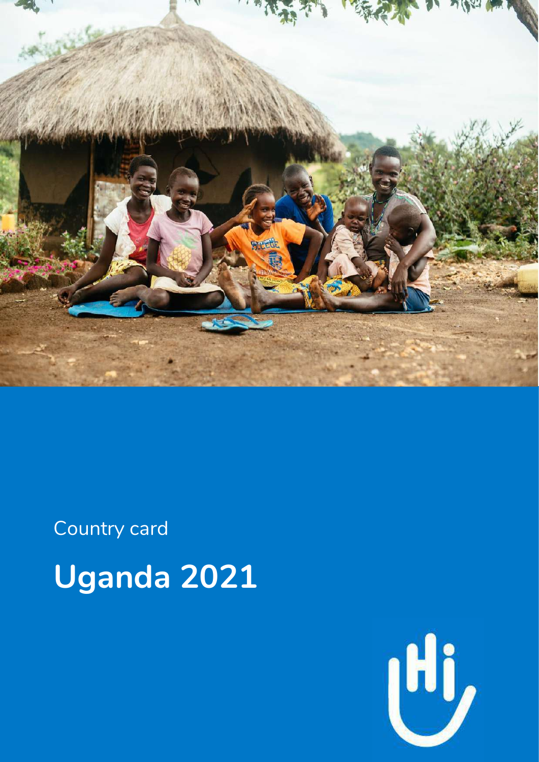Country card

# Uganda 2021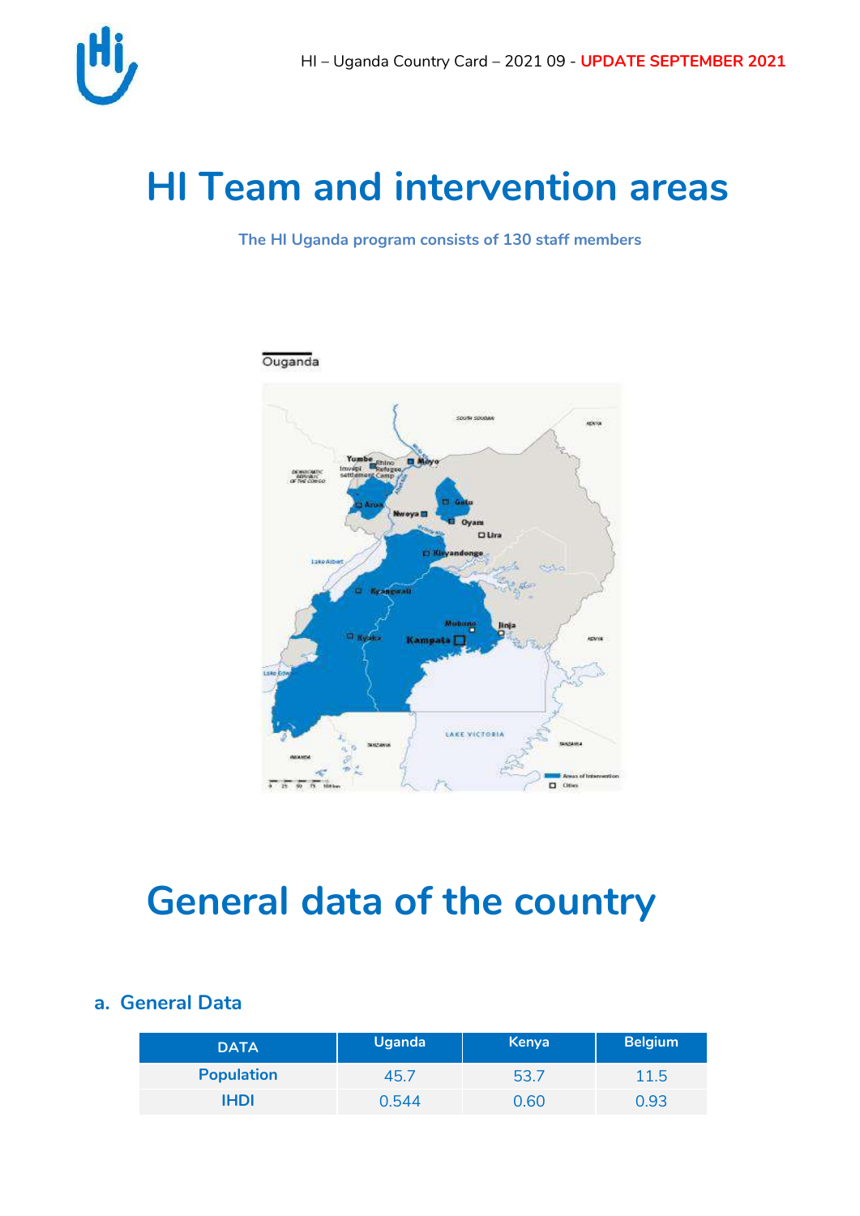# HI Team and intervention areas

**The HI Uganda program consists of 130 staff members**

# General data of the country

## a. General Data

| DATA | Uganda | Kenya | Belgium |
|---|---|---|---|
| **Population** | 45.7 | 53.7 | 11.5 |
| **IHDI** | 0.544 | 0.60 | 0.93 |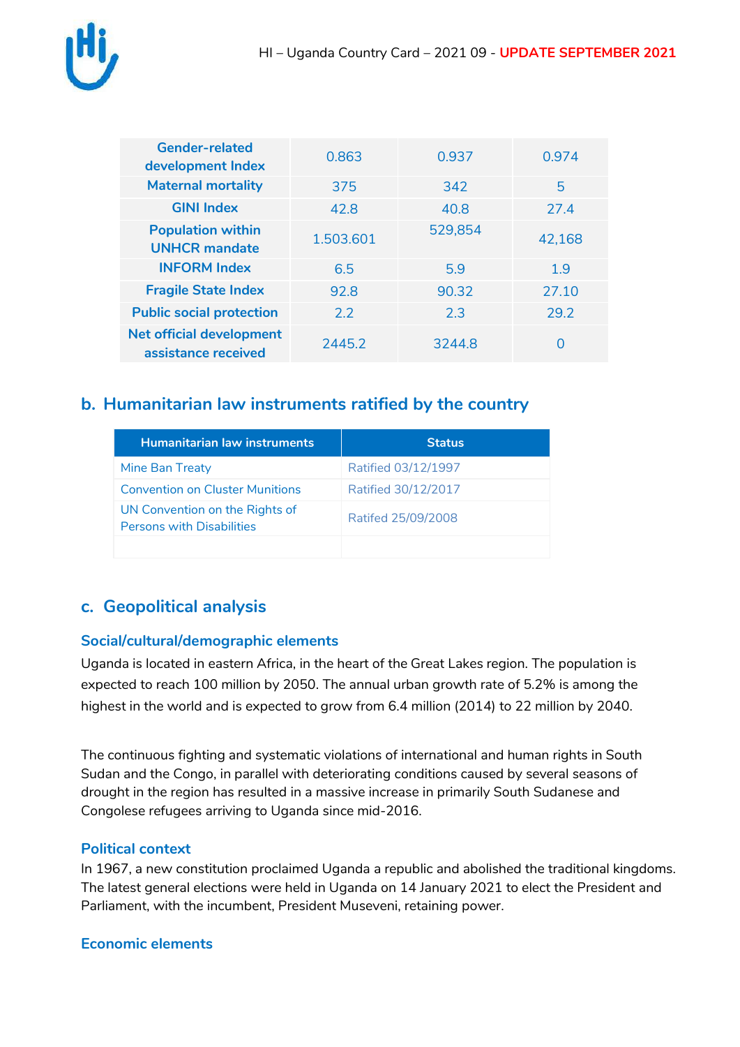| Gender-related development Index | 0.863 | 0.937 | 0.974 |
|---|---|---|---|
| Maternal mortality | 375 | 342 | 5 |
| GINI Index | 42.8 | 40.8 | 27.4 |
| Population within UNHCR mandate | 1.503.601 | 529,854 | 42,168 |
| INFORM Index | 6.5 | 5.9 | 1.9 |
| Fragile State Index | 92.8 | 90.32 | 27.10 |
| Public social protection | 2.2 | 2.3 | 29.2 |
| Net official development assistance received | 2445.2 | 3244.8 | 0 |

## b. Humanitarian law instruments ratified by the country

| Humanitarian law instruments | Status |
|---|---|
| Mine Ban Treaty | Ratified 03/12/1997 |
| Convention on Cluster Munitions | Ratified 30/12/2017 |
| UN Convention on the Rights of Persons with Disabilities | Ratifed 25/09/2008 |
| | |

## c. Geopolitical analysis

### Social/cultural/demographic elements

Uganda is located in eastern Africa, in the heart of the Great Lakes region. The population is expected to reach 100 million by 2050. The annual urban growth rate of 5.2% is among the highest in the world and is expected to grow from 6.4 million (2014) to 22 million by 2040.

The continuous fighting and systematic violations of international and human rights in South Sudan and the Congo, in parallel with deteriorating conditions caused by several seasons of drought in the region has resulted in a massive increase in primarily South Sudanese and Congolese refugees arriving to Uganda since mid-2016.

### Political context

In 1967, a new constitution proclaimed Uganda a republic and abolished the traditional kingdoms. The latest general elections were held in Uganda on 14 January 2021 to elect the President and Parliament, with the incumbent, President Museveni, retaining power.

### Economic elements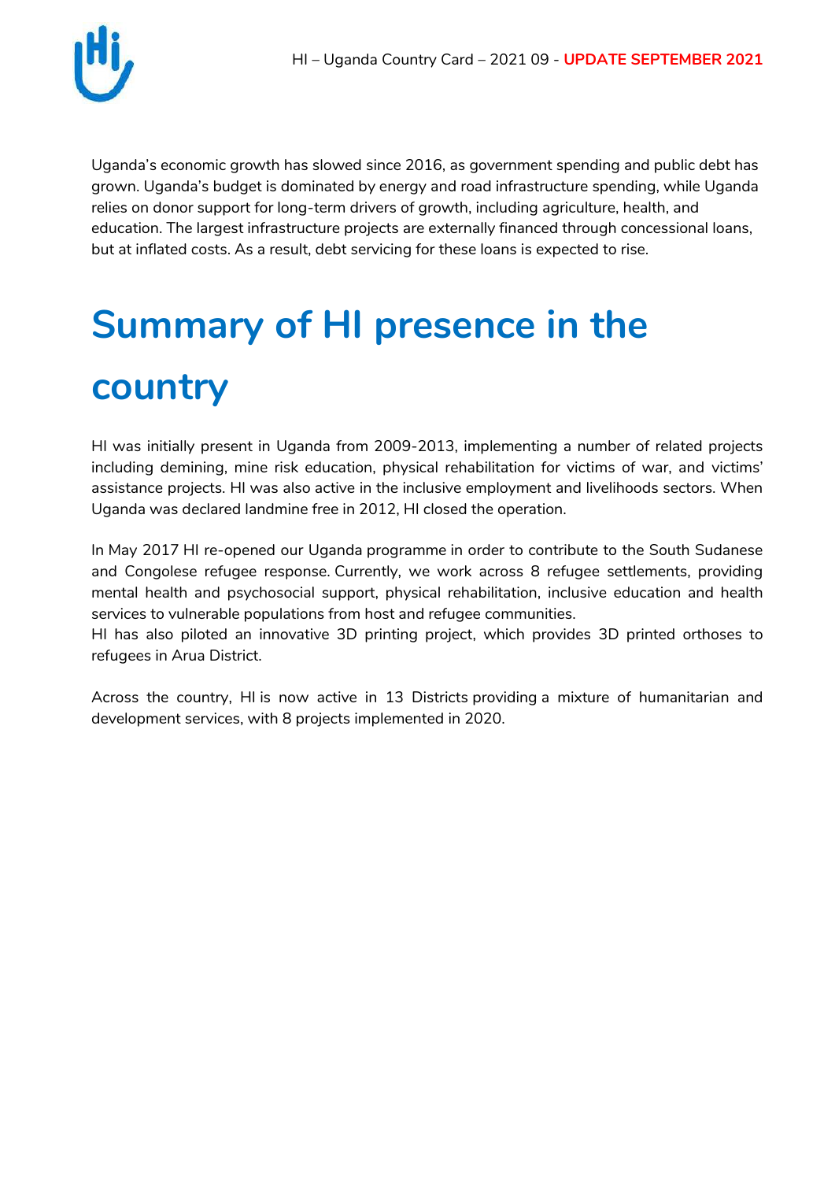Uganda's economic growth has slowed since 2016, as government spending and public debt has grown. Uganda's budget is dominated by energy and road infrastructure spending, while Uganda relies on donor support for long-term drivers of growth, including agriculture, health, and education. The largest infrastructure projects are externally financed through concessional loans, but at inflated costs. As a result, debt servicing for these loans is expected to rise.

# Summary of HI presence in the country

HI was initially present in Uganda from 2009-2013, implementing a number of related projects including demining, mine risk education, physical rehabilitation for victims of war, and victims' assistance projects. HI was also active in the inclusive employment and livelihoods sectors. When Uganda was declared landmine free in 2012, HI closed the operation.

In May 2017 HI re-opened our Uganda programme in order to contribute to the South Sudanese and Congolese refugee response. Currently, we work across 8 refugee settlements, providing mental health and psychosocial support, physical rehabilitation, inclusive education and health services to vulnerable populations from host and refugee communities.
HI has also piloted an innovative 3D printing project, which provides 3D printed orthoses to refugees in Arua District.

Across the country, HI is now active in 13 Districts providing a mixture of humanitarian and development services, with 8 projects implemented in 2020.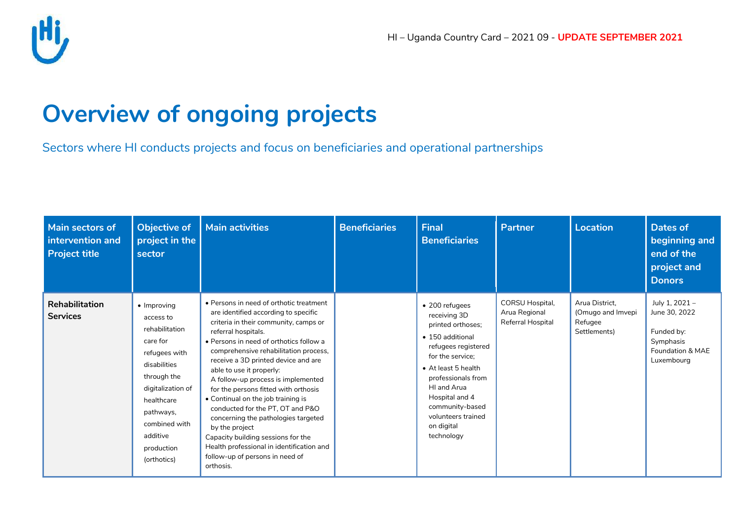# Overview of ongoing projects

Sectors where HI conducts projects and focus on beneficiaries and operational partnerships

| Main sectors of intervention and Project title | Objective of project in the sector | Main activities | Beneficiaries | Final Beneficiaries | Partner | Location | Dates of beginning and end of the project and Donors |
|---|---|---|---|---|---|---|---|
| **Rehabilitation Services** | • Improving access to rehabilitation care for refugees with disabilities through the digitalization of healthcare pathways, combined with additive production (orthotics) | • Persons in need of orthotic treatment are identified according to specific criteria in their community, camps or referral hospitals.<br>• Persons in need of orthotics follow a comprehensive rehabilitation process, receive a 3D printed device and are able to use it properly:<br>A follow-up process is implemented for the persons fitted with orthosis<br>• Continual on the job training is conducted for the PT, OT and P&O concerning the pathologies targeted by the project<br>Capacity building sessions for the Health professional in identification and follow-up of persons in need of orthosis. | | • 200 refugees receiving 3D printed orthoses;<br>• 150 additional refugees registered for the service;<br>• At least 5 health professionals from HI and Arua Hospital and 4 community-based volunteers trained on digital technology | CORSU Hospital, Arua Regional Referral Hospital | Arua District, (Omugo and Imvepi Refugee Settlements) | July 1, 2021 – June 30, 2022<br><br>Funded by: Symphasis Foundation & MAE Luxembourg |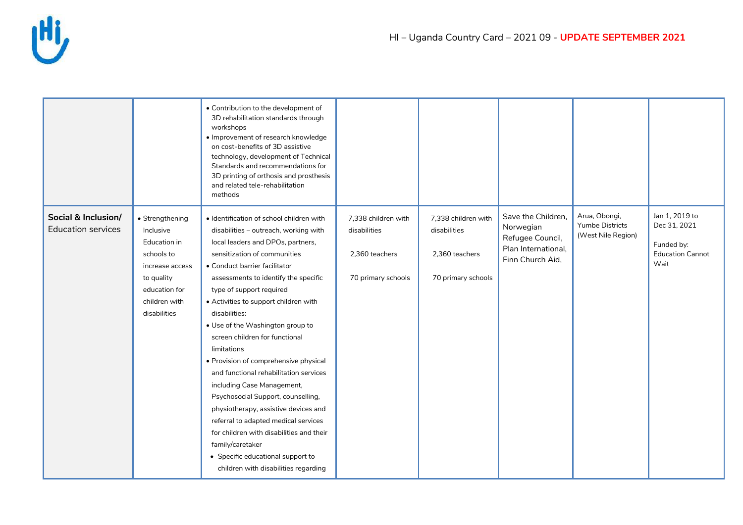| | | | | | | | |
|---|---|---|---|---|---|---|---|
| | | • Contribution to the development of 3D rehabilitation standards through workshops<br>• Improvement of research knowledge on cost-benefits of 3D assistive technology, development of Technical Standards and recommendations for 3D printing of orthosis and prosthesis and related tele-rehabilitation methods | | | | | |
| **Social & Inclusion/** Education services | • Strengthening Inclusive Education in schools to increase access to quality education for children with disabilities | • Identification of school children with disabilities – outreach, working with local leaders and DPOs, partners, sensitization of communities<br>• Conduct barrier facilitator assessments to identify the specific type of support required<br>• Activities to support children with disabilities:<br>• Use of the Washington group to screen children for functional limitations<br>• Provision of comprehensive physical and functional rehabilitation services including Case Management, Psychosocial Support, counselling, physiotherapy, assistive devices and referral to adapted medical services for children with disabilities and their family/caretaker<br>• Specific educational support to children with disabilities regarding | 7,338 children with disabilities<br><br>2,360 teachers<br><br>70 primary schools | 7,338 children with disabilities<br><br>2,360 teachers<br><br>70 primary schools | Save the Children, Norwegian Refugee Council, Plan International, Finn Church Aid, | Arua, Obongi, Yumbe Districts (West Nile Region) | Jan 1, 2019 to Dec 31, 2021<br><br>Funded by: Education Cannot Wait |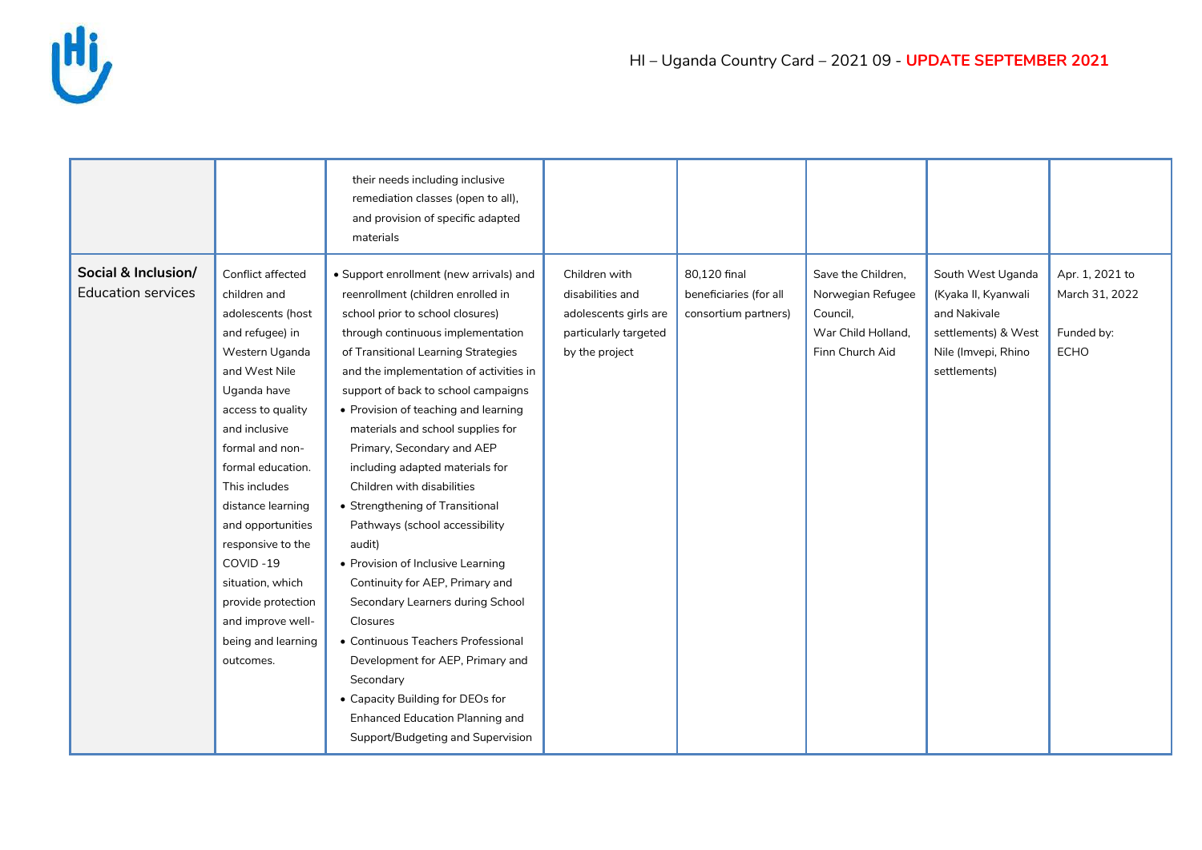|  |  |  |  |  |  |  |  |
|---|---|---|---|---|---|---|---|
|  |  | their needs including inclusive remediation classes (open to all), and provision of specific adapted materials |  |  |  |  |  |
| **Social & Inclusion/** Education services | Conflict affected children and adolescents (host and refugee) in Western Uganda and West Nile Uganda have access to quality and inclusive formal and non-formal education. This includes distance learning and opportunities responsive to the COVID -19 situation, which provide protection and improve well-being and learning outcomes. | • Support enrollment (new arrivals) and reenrollment (children enrolled in school prior to school closures) through continuous implementation of Transitional Learning Strategies and the implementation of activities in support of back to school campaigns<br>• Provision of teaching and learning materials and school supplies for Primary, Secondary and AEP including adapted materials for Children with disabilities<br>• Strengthening of Transitional Pathways (school accessibility audit)<br>• Provision of Inclusive Learning Continuity for AEP, Primary and Secondary Learners during School Closures<br>• Continuous Teachers Professional Development for AEP, Primary and Secondary<br>• Capacity Building for DEOs for Enhanced Education Planning and Support/Budgeting and Supervision | Children with disabilities and adolescents girls are particularly targeted by the project | 80,120 final beneficiaries (for all consortium partners) | Save the Children, Norwegian Refugee Council, War Child Holland, Finn Church Aid | South West Uganda (Kyaka II, Kyanwali and Nakivale settlements) & West Nile (Imvepi, Rhino settlements) | Apr. 1, 2021 to March 31, 2022<br><br>Funded by: ECHO |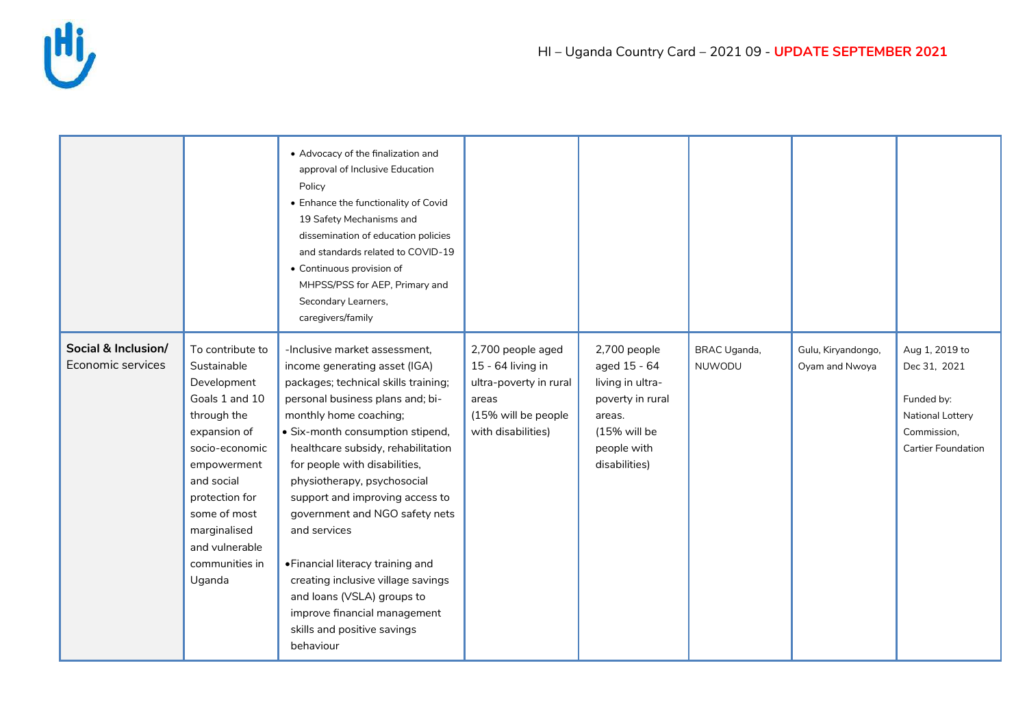| | | | | | | | |
|---|---|---|---|---|---|---|---|
| | | • Advocacy of the finalization and approval of Inclusive Education Policy<br>• Enhance the functionality of Covid 19 Safety Mechanisms and dissemination of education policies and standards related to COVID-19<br>• Continuous provision of MHPSS/PSS for AEP, Primary and Secondary Learners, caregivers/family | | | | | |
| **Social & Inclusion/** Economic services | To contribute to Sustainable Development Goals 1 and 10 through the expansion of socio-economic empowerment and social protection for some of most marginalised and vulnerable communities in Uganda | -Inclusive market assessment, income generating asset (IGA) packages; technical skills training; personal business plans and; bi-monthly home coaching;<br>• Six-month consumption stipend, healthcare subsidy, rehabilitation for people with disabilities, physiotherapy, psychosocial support and improving access to government and NGO safety nets and services<br><br>• Financial literacy training and creating inclusive village savings and loans (VSLA) groups to improve financial management skills and positive savings behaviour | 2,700 people aged 15 - 64 living in ultra-poverty in rural areas<br>(15% will be people with disabilities) | 2,700 people aged 15 - 64 living in ultra-poverty in rural areas.<br>(15% will be people with disabilities) | BRAC Uganda, NUWODU | Gulu, Kiryandongo, Oyam and Nwoya | Aug 1, 2019 to Dec 31, 2021<br><br>Funded by: National Lottery Commission, Cartier Foundation |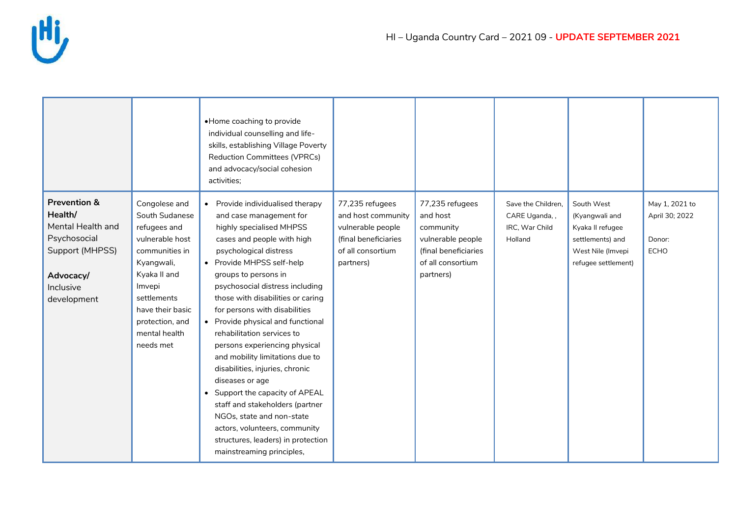| | | | | | | | |
|---|---|---|---|---|---|---|---|
| | | •Home coaching to provide individual counselling and life-skills, establishing Village Poverty Reduction Committees (VPRCs) and advocacy/social cohesion activities; | | | | | |
| **Prevention & Health/** Mental Health and Psychosocial Support (MHPSS)<br><br>**Advocacy/** Inclusive development | Congolese and South Sudanese refugees and vulnerable host communities in Kyangwali, Kyaka II and Imvepi settlements have their basic protection, and mental health needs met | • Provide individualised therapy and case management for highly specialised MHPSS cases and people with high psychological distress<br>• Provide MHPSS self-help groups to persons in psychosocial distress including those with disabilities or caring for persons with disabilities<br>• Provide physical and functional rehabilitation services to persons experiencing physical and mobility limitations due to disabilities, injuries, chronic diseases or age<br>• Support the capacity of APEAL staff and stakeholders (partner NGOs, state and non-state actors, volunteers, community structures, leaders) in protection mainstreaming principles, | 77,235 refugees and host community vulnerable people (final beneficiaries of all consortium partners) | 77,235 refugees and host community vulnerable people (final beneficiaries of all consortium partners) | Save the Children, CARE Uganda, , IRC, War Child Holland | South West (Kyangwali and Kyaka II refugee settlements) and West Nile (Imvepi refugee settlement) | May 1, 2021 to April 30; 2022<br><br>Donor: ECHO |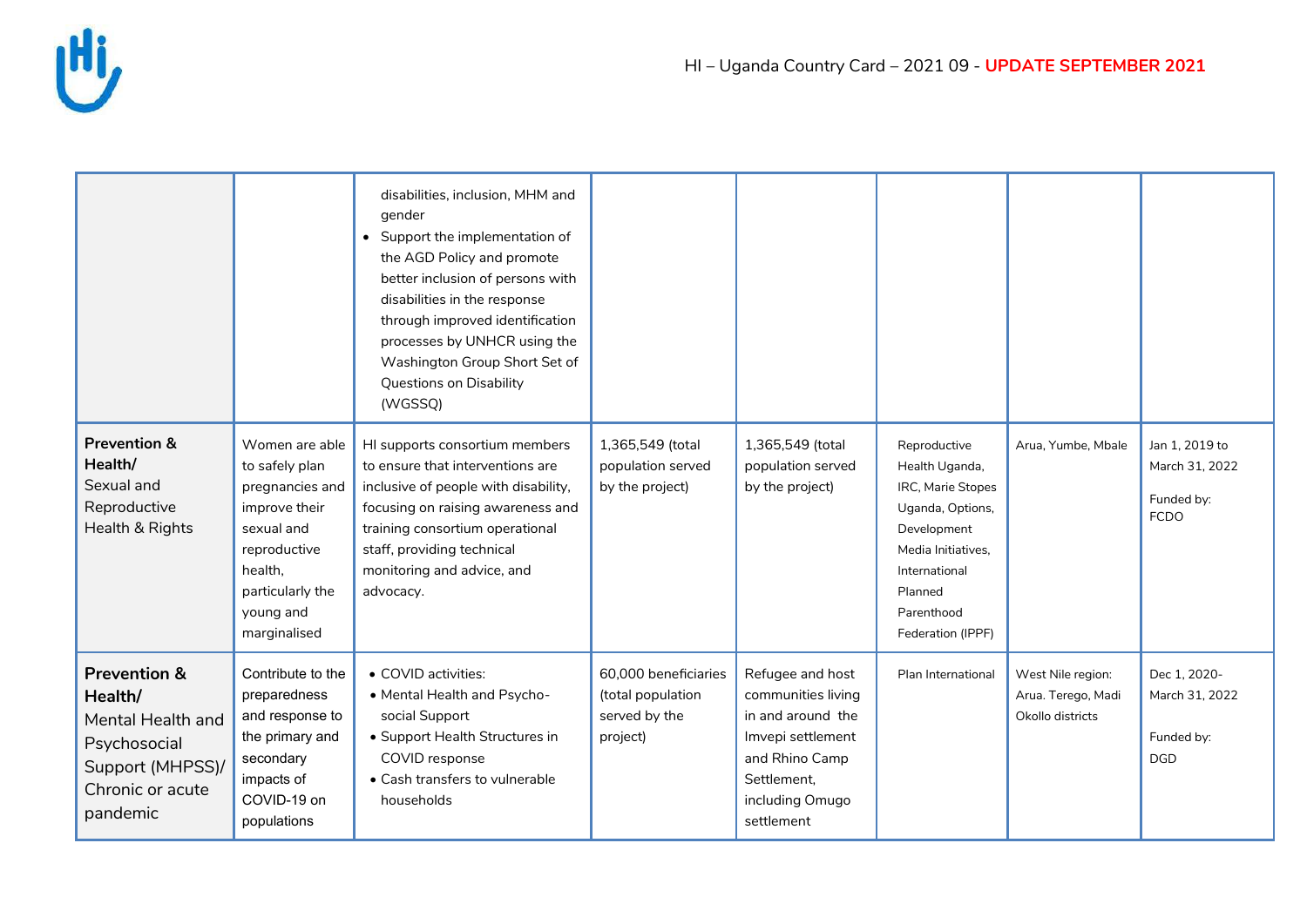| | | | | | | | |
|---|---|---|---|---|---|---|---|
| | | disabilities, inclusion, MHM and gender<br>• Support the implementation of the AGD Policy and promote better inclusion of persons with disabilities in the response through improved identification processes by UNHCR using the Washington Group Short Set of Questions on Disability (WGSSQ) | | | | | |
| **Prevention & Health/** Sexual and Reproductive Health & Rights | Women are able to safely plan pregnancies and improve their sexual and reproductive health, particularly the young and marginalised | HI supports consortium members to ensure that interventions are inclusive of people with disability, focusing on raising awareness and training consortium operational staff, providing technical monitoring and advice, and advocacy. | 1,365,549 (total population served by the project) | 1,365,549 (total population served by the project) | Reproductive Health Uganda, IRC, Marie Stopes Uganda, Options, Development Media Initiatives, International Planned Parenthood Federation (IPPF) | Arua, Yumbe, Mbale | Jan 1, 2019 to March 31, 2022<br><br>Funded by: FCDO |
| **Prevention & Health/** Mental Health and Psychosocial Support (MHPSS)/ Chronic or acute pandemic | Contribute to the preparedness and response to the primary and secondary impacts of COVID-19 on populations | • COVID activities:<br>• Mental Health and Psycho-social Support<br>• Support Health Structures in COVID response<br>• Cash transfers to vulnerable households | 60,000 beneficiaries (total population served by the project) | Refugee and host communities living in and around the Imvepi settlement and Rhino Camp Settlement, including Omugo settlement | Plan International | West Nile region: Arua. Terego, Madi Okollo districts | Dec 1, 2020- March 31, 2022<br><br>Funded by: DGD |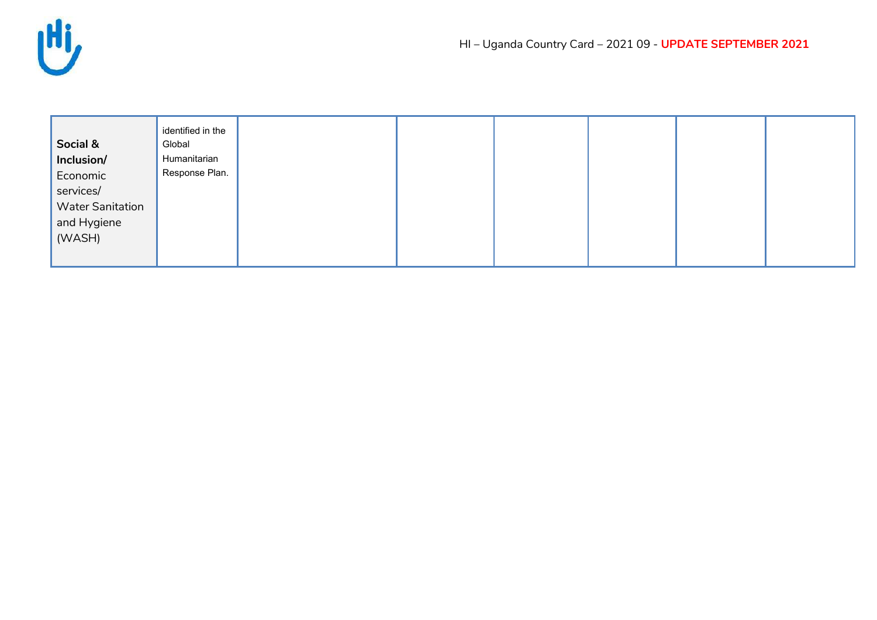| | | | | | | | |
|---|---|---|---|---|---|---|---|
| **Social & Inclusion/** Economic services/ Water Sanitation and Hygiene (WASH) | identified in the Global Humanitarian Response Plan. | | | | | | |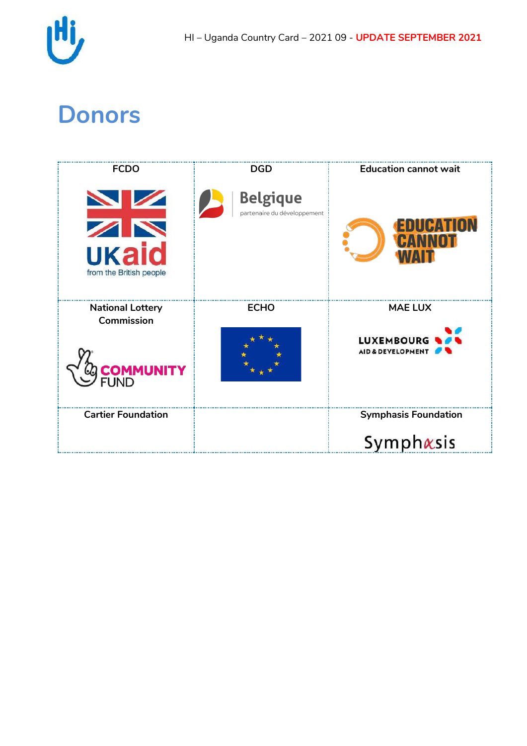# Donors

| | | |
|---|---|---|
| FCDO | DGD | Education cannot wait |
| UKaid from the British people | Belgique partenaire du développement | EDUCATION CANNOT WAIT |
| National Lottery Commission | ECHO | MAE LUX |
| COMMUNITY FUND | | LUXEMBOURG AID & DEVELOPMENT |
| Cartier Foundation | | Symphasis Foundation |
| | | Symphasis |